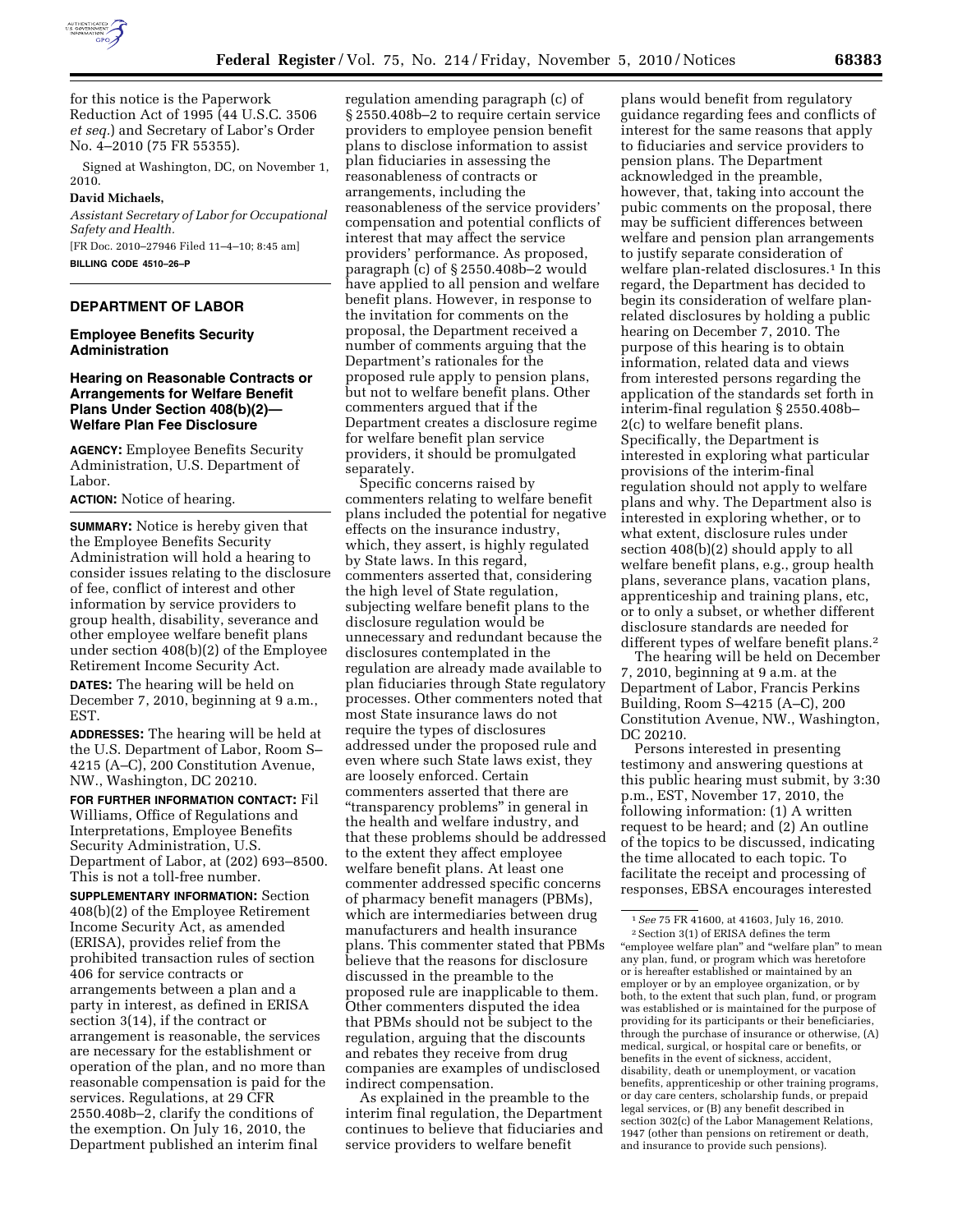for this notice is the Paperwork Reduction Act of 1995 (44 U.S.C. 3506 *et seq.*) and Secretary of Labor's Order No. 4–2010 (75 FR 55355).

Signed at Washington, DC, on November 1, 2010.

**David Michaels,**

*Assistant Secretary of Labor for Occupational Safety and Health.*

[FR Doc. 2010–27946 Filed 11–4–10; 8:45 am]

**BILLING CODE 4510–26–P**

---

## DEPARTMENT OF LABOR

### Employee Benefits Security Administration

### Hearing on Reasonable Contracts or Arrangements for Welfare Benefit Plans Under Section 408(b)(2)—Welfare Plan Fee Disclosure

**AGENCY:** Employee Benefits Security Administration, U.S. Department of Labor.

**ACTION:** Notice of hearing.

**SUMMARY:** Notice is hereby given that the Employee Benefits Security Administration will hold a hearing to consider issues relating to the disclosure of fee, conflict of interest and other information by service providers to group health, disability, severance and other employee welfare benefit plans under section 408(b)(2) of the Employee Retirement Income Security Act.

**DATES:** The hearing will be held on December 7, 2010, beginning at 9 a.m., EST.

**ADDRESSES:** The hearing will be held at the U.S. Department of Labor, Room S–4215 (A–C), 200 Constitution Avenue, NW., Washington, DC 20210.

**FOR FURTHER INFORMATION CONTACT:** Fil Williams, Office of Regulations and Interpretations, Employee Benefits Security Administration, U.S. Department of Labor, at (202) 693–8500. This is not a toll-free number.

**SUPPLEMENTARY INFORMATION:** Section 408(b)(2) of the Employee Retirement Income Security Act, as amended (ERISA), provides relief from the prohibited transaction rules of section 406 for service contracts or arrangements between a plan and a party in interest, as defined in ERISA section 3(14), if the contract or arrangement is reasonable, the services are necessary for the establishment or operation of the plan, and no more than reasonable compensation is paid for the services. Regulations, at 29 CFR 2550.408b–2, clarify the conditions of the exemption. On July 16, 2010, the Department published an interim final regulation amending paragraph (c) of § 2550.408b–2 to require certain service providers to employee pension benefit plans to disclose information to assist plan fiduciaries in assessing the reasonableness of contracts or arrangements, including the reasonableness of the service providers' compensation and potential conflicts of interest that may affect the service providers' performance. As proposed, paragraph (c) of § 2550.408b–2 would have applied to all pension and welfare benefit plans. However, in response to the invitation for comments on the proposal, the Department received a number of comments arguing that the Department's rationales for the proposed rule apply to pension plans, but not to welfare benefit plans. Other commenters argued that if the Department creates a disclosure regime for welfare benefit plan service providers, it should be promulgated separately.

Specific concerns raised by commenters relating to welfare benefit plans included the potential for negative effects on the insurance industry, which, they assert, is highly regulated by State laws. In this regard, commenters asserted that, considering the high level of State regulation, subjecting welfare benefit plans to the disclosure regulation would be unnecessary and redundant because the disclosures contemplated in the regulation are already made available to plan fiduciaries through State regulatory processes. Other commenters noted that most State insurance laws do not require the types of disclosures addressed under the proposed rule and even where such State laws exist, they are loosely enforced. Certain commenters asserted that there are "transparency problems" in general in the health and welfare industry, and that these problems should be addressed to the extent they affect employee welfare benefit plans. At least one commenter addressed specific concerns of pharmacy benefit managers (PBMs), which are intermediaries between drug manufacturers and health insurance plans. This commenter stated that PBMs believe that the reasons for disclosure discussed in the preamble to the proposed rule are inapplicable to them. Other commenters disputed the idea that PBMs should not be subject to the regulation, arguing that the discounts and rebates they receive from drug companies are examples of undisclosed indirect compensation.

As explained in the preamble to the interim final regulation, the Department continues to believe that fiduciaries and service providers to welfare benefit plans would benefit from regulatory guidance regarding fees and conflicts of interest for the same reasons that apply to fiduciaries and service providers to pension plans. The Department acknowledged in the preamble, however, that, taking into account the pubic comments on the proposal, there may be sufficient differences between welfare and pension plan arrangements to justify separate consideration of welfare plan-related disclosures.[1] In this regard, the Department has decided to begin its consideration of welfare plan-related disclosures by holding a public hearing on December 7, 2010. The purpose of this hearing is to obtain information, related data and views from interested persons regarding the application of the standards set forth in interim-final regulation § 2550.408b–2(c) to welfare benefit plans. Specifically, the Department is interested in exploring what particular provisions of the interim-final regulation should not apply to welfare plans and why. The Department also is interested in exploring whether, or to what extent, disclosure rules under section 408(b)(2) should apply to all welfare benefit plans, e.g., group health plans, severance plans, vacation plans, apprenticeship and training plans, etc, or to only a subset, or whether different disclosure standards are needed for different types of welfare benefit plans.[2]

The hearing will be held on December 7, 2010, beginning at 9 a.m. at the Department of Labor, Francis Perkins Building, Room S–4215 (A–C), 200 Constitution Avenue, NW., Washington, DC 20210.

Persons interested in presenting testimony and answering questions at this public hearing must submit, by 3:30 p.m., EST, November 17, 2010, the following information: (1) A written request to be heard; and (2) An outline of the topics to be discussed, indicating the time allocated to each topic. To facilitate the receipt and processing of responses, EBSA encourages interested

---

[1] *See* 75 FR 41600, at 41603, July 16, 2010.

[2] Section 3(1) of ERISA defines the term "employee welfare plan" and "welfare plan" to mean any plan, fund, or program which was heretofore or is hereafter established or maintained by an employer or by an employee organization, or by both, to the extent that such plan, fund, or program was established or is maintained for the purpose of providing for its participants or their beneficiaries, through the purchase of insurance or otherwise, (A) medical, surgical, or hospital care or benefits, or benefits in the event of sickness, accident, disability, death or unemployment, or vacation benefits, apprenticeship or other training programs, or day care centers, scholarship funds, or prepaid legal services, or (B) any benefit described in section 302(c) of the Labor Management Relations, 1947 (other than pensions on retirement or death, and insurance to provide such pensions).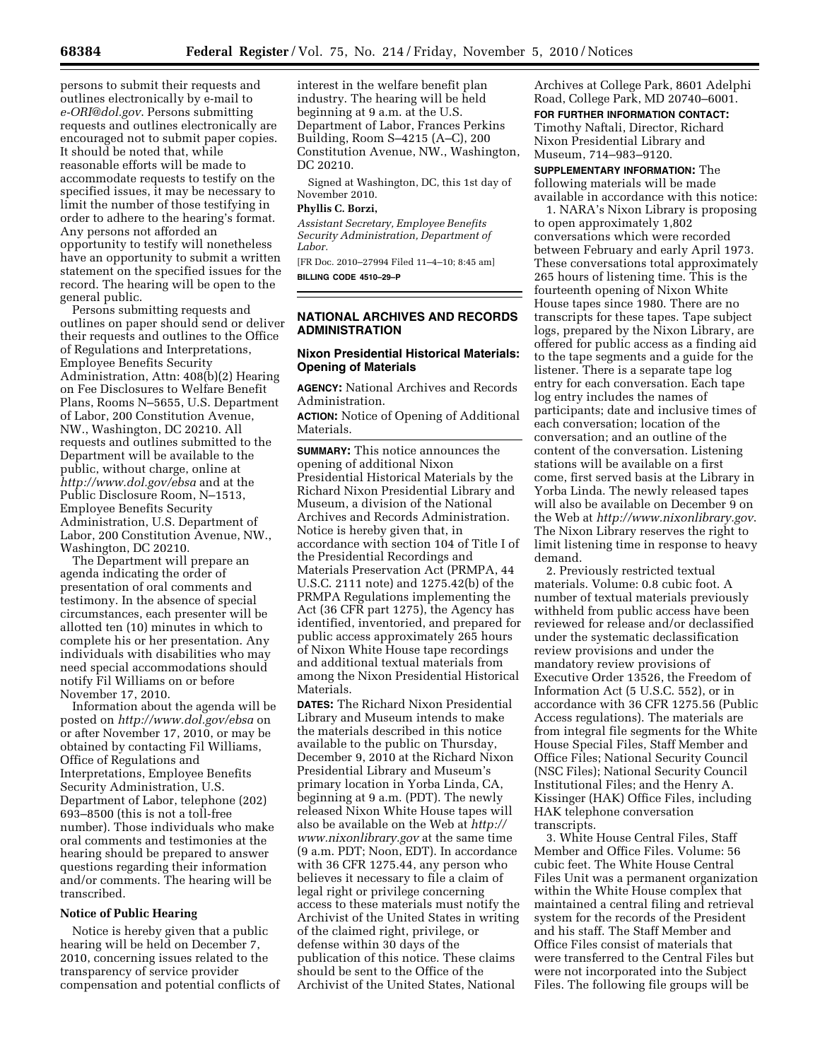persons to submit their requests and outlines electronically by e-mail to *e-ORI@dol.gov*. Persons submitting requests and outlines electronically are encouraged not to submit paper copies. It should be noted that, while reasonable efforts will be made to accommodate requests to testify on the specified issues, it may be necessary to limit the number of those testifying in order to adhere to the hearing's format. Any persons not afforded an opportunity to testify will nonetheless have an opportunity to submit a written statement on the specified issues for the record. The hearing will be open to the general public.

Persons submitting requests and outlines on paper should send or deliver their requests and outlines to the Office of Regulations and Interpretations, Employee Benefits Security Administration, Attn: 408(b)(2) Hearing on Fee Disclosures to Welfare Benefit Plans, Rooms N–5655, U.S. Department of Labor, 200 Constitution Avenue, NW., Washington, DC 20210. All requests and outlines submitted to the Department will be available to the public, without charge, online at *http://www.dol.gov/ebsa* and at the Public Disclosure Room, N–1513, Employee Benefits Security Administration, U.S. Department of Labor, 200 Constitution Avenue, NW., Washington, DC 20210.

The Department will prepare an agenda indicating the order of presentation of oral comments and testimony. In the absence of special circumstances, each presenter will be allotted ten (10) minutes in which to complete his or her presentation. Any individuals with disabilities who may need special accommodations should notify Fil Williams on or before November 17, 2010.

Information about the agenda will be posted on *http://www.dol.gov/ebsa* on or after November 17, 2010, or may be obtained by contacting Fil Williams, Office of Regulations and Interpretations, Employee Benefits Security Administration, U.S. Department of Labor, telephone (202) 693–8500 (this is not a toll-free number). Those individuals who make oral comments and testimonies at the hearing should be prepared to answer questions regarding their information and/or comments. The hearing will be transcribed.

### Notice of Public Hearing

Notice is hereby given that a public hearing will be held on December 7, 2010, concerning issues related to the transparency of service provider compensation and potential conflicts of interest in the welfare benefit plan industry. The hearing will be held beginning at 9 a.m. at the U.S. Department of Labor, Frances Perkins Building, Room S–4215 (A–C), 200 Constitution Avenue, NW., Washington, DC 20210.

Signed at Washington, DC, this 1st day of November 2010.

**Phyllis C. Borzi,**

*Assistant Secretary, Employee Benefits Security Administration, Department of Labor.*

[FR Doc. 2010–27994 Filed 11–4–10; 8:45 am]

**BILLING CODE 4510–29–P**

## NATIONAL ARCHIVES AND RECORDS ADMINISTRATION

### Nixon Presidential Historical Materials: Opening of Materials

**AGENCY:** National Archives and Records Administration.

**ACTION:** Notice of Opening of Additional Materials.

**SUMMARY:** This notice announces the opening of additional Nixon Presidential Historical Materials by the Richard Nixon Presidential Library and Museum, a division of the National Archives and Records Administration. Notice is hereby given that, in accordance with section 104 of Title I of the Presidential Recordings and Materials Preservation Act (PRMPA, 44 U.S.C. 2111 note) and 1275.42(b) of the PRMPA Regulations implementing the Act (36 CFR part 1275), the Agency has identified, inventoried, and prepared for public access approximately 265 hours of Nixon White House tape recordings and additional textual materials from among the Nixon Presidential Historical Materials.

**DATES:** The Richard Nixon Presidential Library and Museum intends to make the materials described in this notice available to the public on Thursday, December 9, 2010 at the Richard Nixon Presidential Library and Museum's primary location in Yorba Linda, CA, beginning at 9 a.m. (PDT). The newly released Nixon White House tapes will also be available on the Web at *http://www.nixonlibrary.gov* at the same time (9 a.m. PDT; Noon, EDT). In accordance with 36 CFR 1275.44, any person who believes it necessary to file a claim of legal right or privilege concerning access to these materials must notify the Archivist of the United States in writing of the claimed right, privilege, or defense within 30 days of the publication of this notice. These claims should be sent to the Office of the Archivist of the United States, National Archives at College Park, 8601 Adelphi Road, College Park, MD 20740–6001.

**FOR FURTHER INFORMATION CONTACT:** Timothy Naftali, Director, Richard Nixon Presidential Library and Museum, 714–983–9120.

**SUPPLEMENTARY INFORMATION:** The following materials will be made available in accordance with this notice:

1. NARA's Nixon Library is proposing to open approximately 1,802 conversations which were recorded between February and early April 1973. These conversations total approximately 265 hours of listening time. This is the fourteenth opening of Nixon White House tapes since 1980. There are no transcripts for these tapes. Tape subject logs, prepared by the Nixon Library, are offered for public access as a finding aid to the tape segments and a guide for the listener. There is a separate tape log entry for each conversation. Each tape log entry includes the names of participants; date and inclusive times of each conversation; location of the conversation; and an outline of the content of the conversation. Listening stations will be available on a first come, first served basis at the Library in Yorba Linda. The newly released tapes will also be available on December 9 on the Web at *http://www.nixonlibrary.gov*. The Nixon Library reserves the right to limit listening time in response to heavy demand.

2. Previously restricted textual materials. Volume: 0.8 cubic foot. A number of textual materials previously withheld from public access have been reviewed for release and/or declassified under the systematic declassification review provisions and under the mandatory review provisions of Executive Order 13526, the Freedom of Information Act (5 U.S.C. 552), or in accordance with 36 CFR 1275.56 (Public Access regulations). The materials are from integral file segments for the White House Special Files, Staff Member and Office Files; National Security Council (NSC Files); National Security Council Institutional Files; and the Henry A. Kissinger (HAK) Office Files, including HAK telephone conversation transcripts.

3. White House Central Files, Staff Member and Office Files. Volume: 56 cubic feet. The White House Central Files Unit was a permanent organization within the White House complex that maintained a central filing and retrieval system for the records of the President and his staff. The Staff Member and Office Files consist of materials that were transferred to the Central Files but were not incorporated into the Subject Files. The following file groups will be